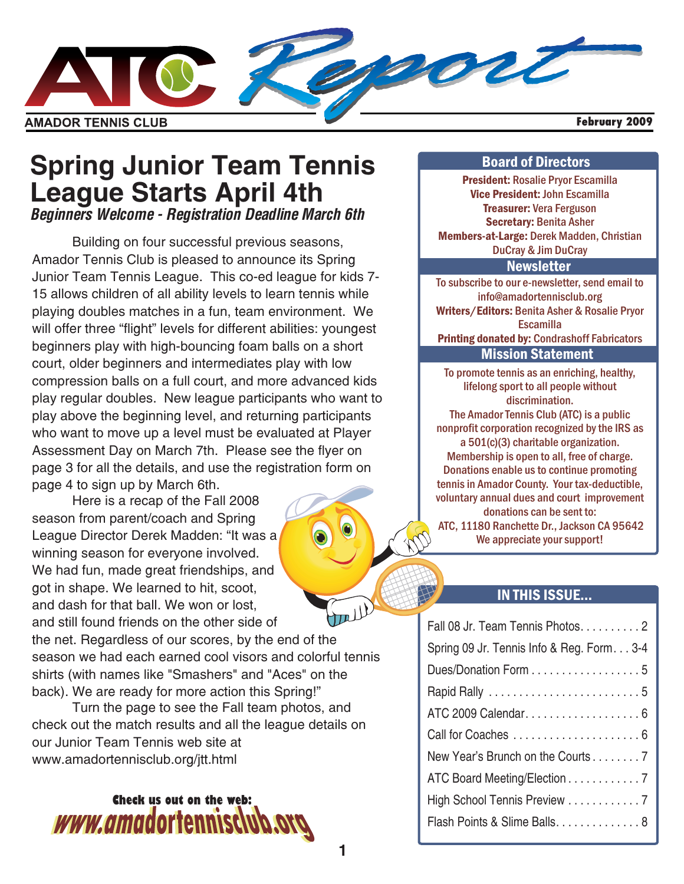# ATC Report

**AMADOR TENNIS CLUB** — **February 2009**

## Spring Junior Team Tennis League Starts April 4th

***Beginners Welcome - Registration Deadline March 6th***

Building on four successful previous seasons, Amador Tennis Club is pleased to announce its Spring Junior Team Tennis League. This co-ed league for kids 7-15 allows children of all ability levels to learn tennis while playing doubles matches in a fun, team environment. We will offer three "flight" levels for different abilities: youngest beginners play with high-bouncing foam balls on a short court, older beginners and intermediates play with low compression balls on a full court, and more advanced kids play regular doubles. New league participants who want to play above the beginning level, and returning participants who want to move up a level must be evaluated at Player Assessment Day on March 7th. Please see the flyer on page 3 for all the details, and use the registration form on page 4 to sign up by March 6th.

Here is a recap of the Fall 2008 season from parent/coach and Spring League Director Derek Madden: "It was a winning season for everyone involved. We had fun, made great friendships, and got in shape. We learned to hit, scoot, and dash for that ball. We won or lost, and still found friends on the other side of the net. Regardless of our scores, by the end of the season we had each earned cool visors and colorful tennis shirts (with names like "Smashers" and "Aces" on the back). We are ready for more action this Spring!"

Turn the page to see the Fall team photos, and check out the match results and all the league details on our Junior Team Tennis web site at www.amadortennisclub.org/jtt.html

**Check us out on the web:**
**www.amadortennisclub.org**

### Board of Directors

**President:** Rosalie Pryor Escamilla
**Vice President:** John Escamilla
**Treasurer:** Vera Ferguson
**Secretary:** Benita Asher
**Members-at-Large:** Derek Madden, Christian DuCray & Jim DuCray

### Newsletter

To subscribe to our e-newsletter, send email to info@amadortennisclub.org
**Writers/Editors:** Benita Asher & Rosalie Pryor Escamilla
**Printing donated by:** Condrashoff Fabricators

### Mission Statement

To promote tennis as an enriching, healthy, lifelong sport to all people without discrimination.

The Amador Tennis Club (ATC) is a public nonprofit corporation recognized by the IRS as a 501(c)(3) charitable organization. Membership is open to all, free of charge. Donations enable us to continue promoting tennis in Amador County. Your tax-deductible, voluntary annual dues and court improvement donations can be sent to:
ATC, 11180 Ranchette Dr., Jackson CA 95642
We appreciate your support!

### IN THIS ISSUE...

| | |
|---|---|
| Fall 08 Jr. Team Tennis Photos | 2 |
| Spring 09 Jr. Tennis Info & Reg. Form | 3-4 |
| Dues/Donation Form | 5 |
| Rapid Rally | 5 |
| ATC 2009 Calendar | 6 |
| Call for Coaches | 6 |
| New Year's Brunch on the Courts | 7 |
| ATC Board Meeting/Election | 7 |
| High School Tennis Preview | 7 |
| Flash Points & Slime Balls | 8 |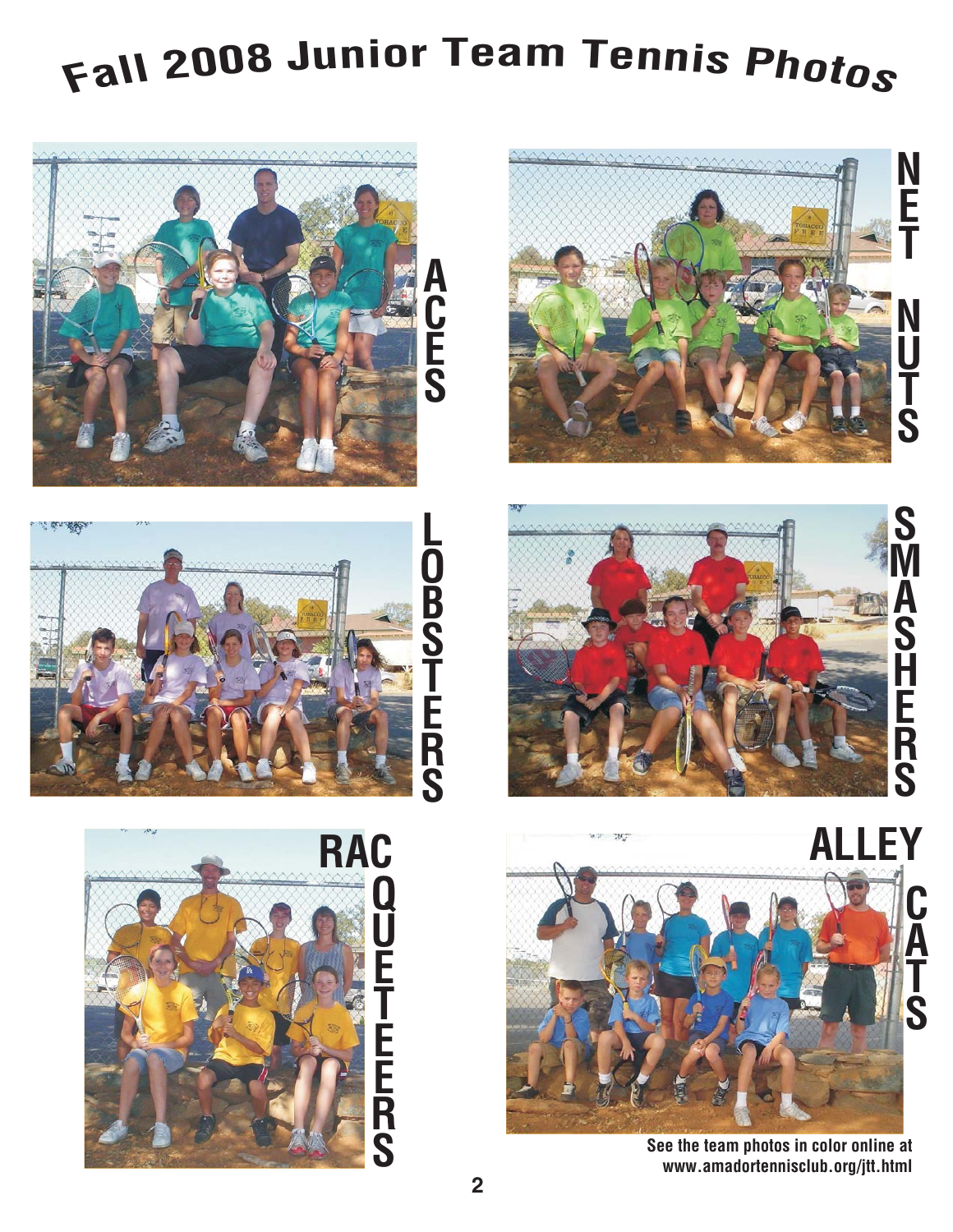# Fall 2008 Junior Team Tennis Photos

ACES

NET NUTS

LOBSTERS

SMASHERS

RACQUETEERS

ALLEY CATS

**See the team photos in color online at www.amadortennisclub.org/jtt.html**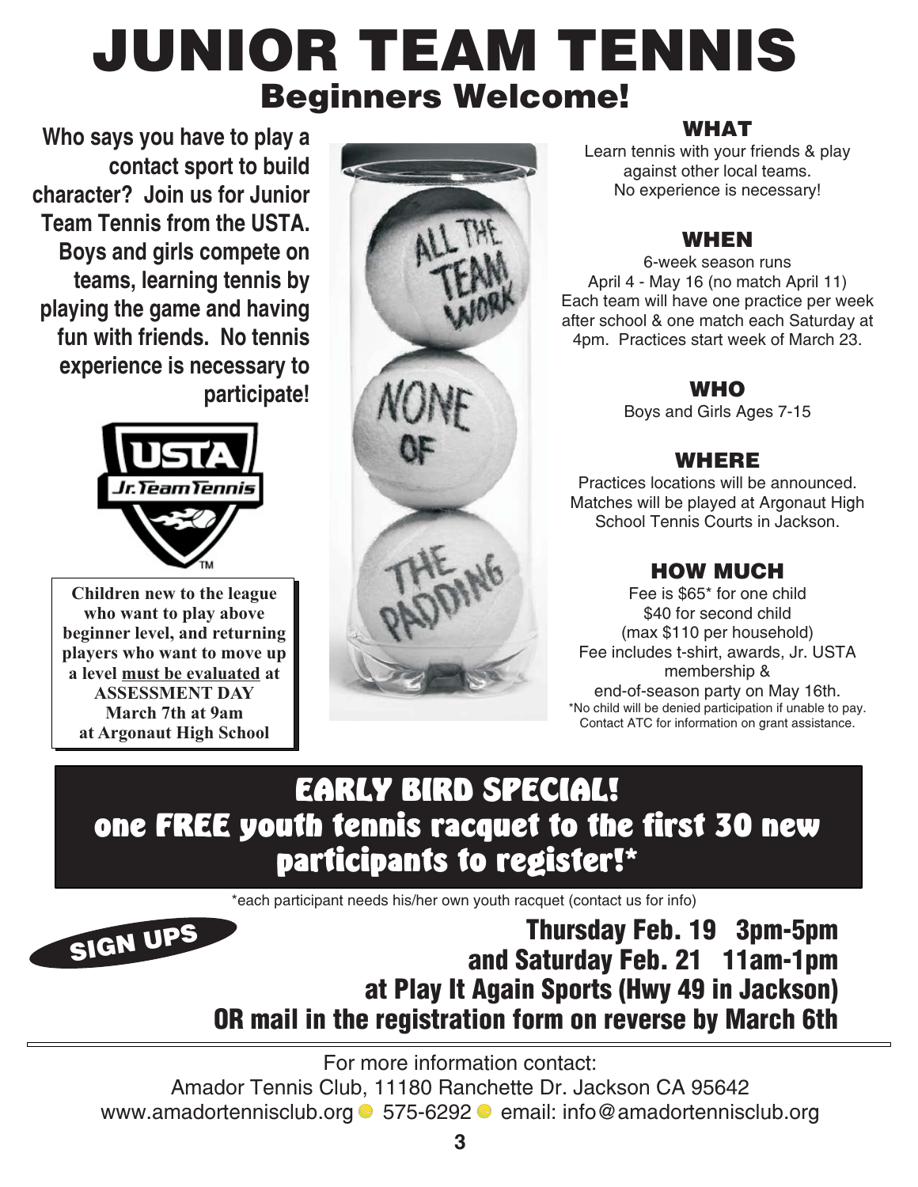# JUNIOR TEAM TENNIS

## Beginners Welcome!

**Who says you have to play a contact sport to build character? Join us for Junior Team Tennis from the USTA. Boys and girls compete on teams, learning tennis by playing the game and having fun with friends. No tennis experience is necessary to participate!**

**Children new to the league who want to play above beginner level, and returning players who want to move up a level <u>must be evaluated</u> at ASSESSMENT DAY March 7th at 9am at Argonaut High School**

### WHAT

Learn tennis with your friends & play against other local teams. No experience is necessary!

### WHEN

6-week season runs
April 4 - May 16 (no match April 11)
Each team will have one practice per week after school & one match each Saturday at 4pm. Practices start week of March 23.

### WHO

Boys and Girls Ages 7-15

### WHERE

Practices locations will be announced. Matches will be played at Argonaut High School Tennis Courts in Jackson.

### HOW MUCH

Fee is $65* for one child
$40 for second child
(max $110 per household)
Fee includes t-shirt, awards, Jr. USTA membership & end-of-season party on May 16th.

*No child will be denied participation if unable to pay. Contact ATC for information on grant assistance.

## EARLY BIRD SPECIAL!

## one FREE youth tennis racquet to the first 30 new participants to register!*

*each participant needs his/her own youth racquet (contact us for info)

### SIGN UPS

**Thursday Feb. 19 3pm-5pm**
**and Saturday Feb. 21 11am-1pm**
**at Play It Again Sports (Hwy 49 in Jackson)**
**OR mail in the registration form on reverse by March 6th**

---

For more information contact:
Amador Tennis Club, 11180 Ranchette Dr. Jackson CA 95642
www.amadortennisclub.org • 575-6292 • email: info@amadortennisclub.org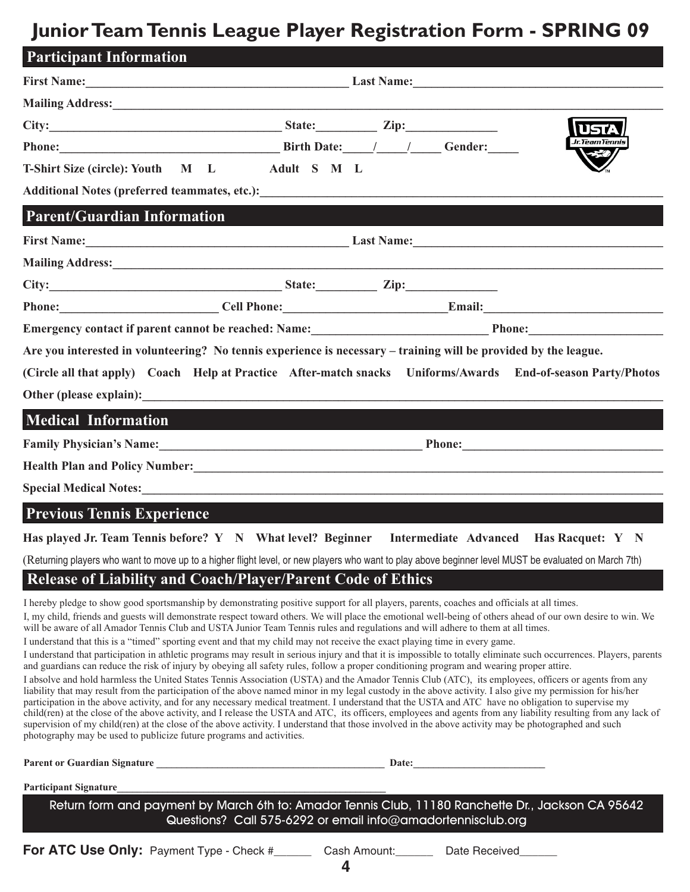# Junior Team Tennis League Player Registration Form - SPRING 09

## Participant Information

**First Name:**\_\_\_\_\_\_\_\_\_\_\_\_\_\_\_\_\_\_\_\_\_\_\_\_\_\_\_\_\_\_\_\_\_\_\_\_\_\_\_\_\_\_\_\_ **Last Name:**\_\_\_\_\_\_\_\_\_\_\_\_\_\_\_\_\_\_\_\_\_\_\_\_\_\_\_\_\_\_\_\_\_\_\_\_\_\_\_\_\_

**Mailing Address:**\_\_\_\_\_\_\_\_\_\_\_\_\_\_\_\_\_\_\_\_\_\_\_\_\_\_\_\_\_\_\_\_\_\_\_\_\_\_\_\_\_\_\_\_\_\_\_\_\_\_\_\_\_\_\_\_\_\_\_\_\_\_\_\_\_\_\_\_\_\_\_\_\_\_\_\_\_\_\_\_\_\_\_\_

**City:**\_\_\_\_\_\_\_\_\_\_\_\_\_\_\_\_\_\_\_\_\_\_\_\_\_\_\_\_\_\_\_\_\_\_\_\_\_\_\_ **State:**\_\_\_\_\_\_\_\_\_\_ **Zip:**\_\_\_\_\_\_\_\_\_\_\_\_\_\_\_

**Phone:**\_\_\_\_\_\_\_\_\_\_\_\_\_\_\_\_\_\_\_\_\_\_\_\_\_\_\_\_\_\_\_\_\_\_\_\_\_ **Birth Date:**\_\_\_\_\_/\_\_\_\_\_/\_\_\_\_\_ **Gender:**\_\_\_\_\_

**T-Shirt Size (circle): Youth M L Adult S M L**

**Additional Notes (preferred teammates, etc.):**\_\_\_\_\_\_\_\_\_\_\_\_\_\_\_\_\_\_\_\_\_\_\_\_\_\_\_\_\_\_\_\_\_\_\_\_\_\_\_\_\_\_\_\_\_\_\_\_\_\_\_\_\_\_\_\_\_\_

## Parent/Guardian Information

**First Name:**\_\_\_\_\_\_\_\_\_\_\_\_\_\_\_\_\_\_\_\_\_\_\_\_\_\_\_\_\_\_\_\_\_\_\_\_\_\_\_\_\_\_\_\_ **Last Name:**\_\_\_\_\_\_\_\_\_\_\_\_\_\_\_\_\_\_\_\_\_\_\_\_\_\_\_\_\_\_\_\_\_\_\_\_\_\_\_\_\_

**Mailing Address:**\_\_\_\_\_\_\_\_\_\_\_\_\_\_\_\_\_\_\_\_\_\_\_\_\_\_\_\_\_\_\_\_\_\_\_\_\_\_\_\_\_\_\_\_\_\_\_\_\_\_\_\_\_\_\_\_\_\_\_\_\_\_\_\_\_\_\_\_\_\_\_\_\_\_\_\_\_\_\_\_\_\_\_\_

**City:**\_\_\_\_\_\_\_\_\_\_\_\_\_\_\_\_\_\_\_\_\_\_\_\_\_\_\_\_\_\_\_\_\_\_\_\_\_\_\_ **State:**\_\_\_\_\_\_\_\_\_\_ **Zip:**\_\_\_\_\_\_\_\_\_\_\_\_\_\_\_

**Phone:**\_\_\_\_\_\_\_\_\_\_\_\_\_\_\_\_\_\_\_\_\_\_\_\_\_\_ **Cell Phone:**\_\_\_\_\_\_\_\_\_\_\_\_\_\_\_\_\_\_\_\_\_\_\_\_\_\_\_\_**Email:**\_\_\_\_\_\_\_\_\_\_\_\_\_\_\_\_\_\_\_\_\_\_\_\_\_\_\_\_\_\_

**Emergency contact if parent cannot be reached: Name:**\_\_\_\_\_\_\_\_\_\_\_\_\_\_\_\_\_\_\_\_\_\_\_\_\_\_\_\_\_\_ **Phone:**\_\_\_\_\_\_\_\_\_\_\_\_\_\_\_\_\_\_\_\_\_\_

**Are you interested in volunteering? No tennis experience is necessary – training will be provided by the league.**

**(Circle all that apply) Coach Help at Practice After-match snacks Uniforms/Awards End-of-season Party/Photos**

**Other (please explain):**\_\_\_\_\_\_\_\_\_\_\_\_\_\_\_\_\_\_\_\_\_\_\_\_\_\_\_\_\_\_\_\_\_\_\_\_\_\_\_\_\_\_\_\_\_\_\_\_\_\_\_\_\_\_\_\_\_\_\_\_\_\_\_\_\_\_\_\_\_\_\_\_\_\_\_\_\_\_\_\_\_\_\_\_

## Medical Information

**Family Physician's Name:**\_\_\_\_\_\_\_\_\_\_\_\_\_\_\_\_\_\_\_\_\_\_\_\_\_\_\_\_\_\_\_\_\_\_\_\_\_\_\_\_\_\_\_\_ **Phone:**\_\_\_\_\_\_\_\_\_\_\_\_\_\_\_\_\_\_\_\_\_\_\_\_\_\_\_\_\_\_\_\_\_\_

**Health Plan and Policy Number:**\_\_\_\_\_\_\_\_\_\_\_\_\_\_\_\_\_\_\_\_\_\_\_\_\_\_\_\_\_\_\_\_\_\_\_\_\_\_\_\_\_\_\_\_\_\_\_\_\_\_\_\_\_\_\_\_\_\_\_\_\_\_\_\_\_\_\_\_\_\_\_\_\_\_\_\_

**Special Medical Notes:**\_\_\_\_\_\_\_\_\_\_\_\_\_\_\_\_\_\_\_\_\_\_\_\_\_\_\_\_\_\_\_\_\_\_\_\_\_\_\_\_\_\_\_\_\_\_\_\_\_\_\_\_\_\_\_\_\_\_\_\_\_\_\_\_\_\_\_\_\_\_\_\_\_\_\_\_\_\_\_\_\_\_\_

## Previous Tennis Experience

**Has played Jr. Team Tennis before? Y N What level? Beginner Intermediate Advanced Has Racquet: Y N**

(Returning players who want to move up to a higher flight level, or new players who want to play above beginner level MUST be evaluated on March 7th)

## Release of Liability and Coach/Player/Parent Code of Ethics

I hereby pledge to show good sportsmanship by demonstrating positive support for all players, parents, coaches and officials at all times.

I, my child, friends and guests will demonstrate respect toward others. We will place the emotional well-being of others ahead of our own desire to win. We will be aware of all Amador Tennis Club and USTA Junior Team Tennis rules and regulations and will adhere to them at all times.

I understand that this is a "timed" sporting event and that my child may not receive the exact playing time in every game.

I understand that participation in athletic programs may result in serious injury and that it is impossible to totally eliminate such occurrences. Players, parents and guardians can reduce the risk of injury by obeying all safety rules, follow a proper conditioning program and wearing proper attire.

I absolve and hold harmless the United States Tennis Association (USTA) and the Amador Tennis Club (ATC), its employees, officers or agents from any liability that may result from the participation of the above named minor in my legal custody in the above activity. I also give my permission for his/her participation in the above activity, and for any necessary medical treatment. I understand that the USTA and ATC have no obligation to supervise my child(ren) at the close of the above activity, and I release the USTA and ATC, its officers, employees and agents from any liability resulting from any lack of supervision of my child(ren) at the close of the above activity. I understand that those involved in the above activity may be photographed and such photography may be used to publicize future programs and activities.

**Parent or Guardian Signature** \_\_\_\_\_\_\_\_\_\_\_\_\_\_\_\_\_\_\_\_\_\_\_\_\_\_\_\_\_\_\_\_\_\_\_\_\_\_\_\_\_\_\_\_\_\_ **Date:**\_\_\_\_\_\_\_\_\_\_\_\_\_\_\_\_\_\_\_\_\_\_\_\_\_\_

**Participant Signature**\_\_\_\_\_\_\_\_\_\_\_\_\_\_\_\_\_\_\_\_\_\_\_\_\_\_\_\_\_\_\_\_\_\_\_\_\_\_\_\_\_\_\_\_\_\_\_\_\_\_

Return form and payment by March 6th to: Amador Tennis Club, 11180 Ranchette Dr., Jackson CA 95642
Questions? Call 575-6292 or email info@amadortennisclub.org

**For ATC Use Only:** Payment Type - Check #\_\_\_\_\_\_ Cash Amount:\_\_\_\_\_\_ Date Received\_\_\_\_\_\_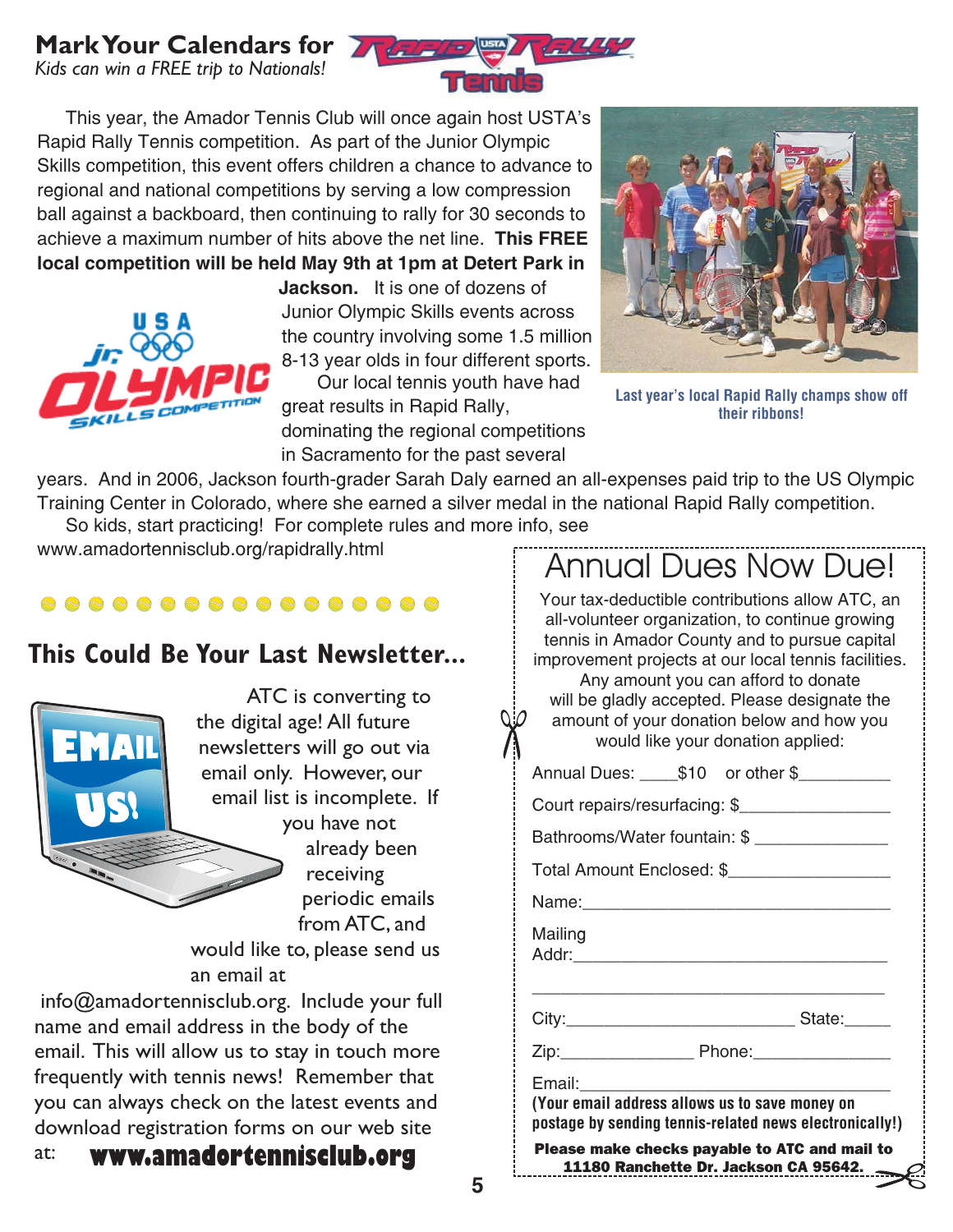## Mark Your Calendars for Rapid Rally Tennis

*Kids can win a FREE trip to Nationals!*

This year, the Amador Tennis Club will once again host USTA's Rapid Rally Tennis competition. As part of the Junior Olympic Skills competition, this event offers children a chance to advance to regional and national competitions by serving a low compression ball against a backboard, then continuing to rally for 30 seconds to achieve a maximum number of hits above the net line. **This FREE local competition will be held May 9th at 1pm at Detert Park in Jackson.** It is one of dozens of Junior Olympic Skills events across the country involving some 1.5 million 8-13 year olds in four different sports.

Our local tennis youth have had great results in Rapid Rally, dominating the regional competitions in Sacramento for the past several years. And in 2006, Jackson fourth-grader Sarah Daly earned an all-expenses paid trip to the US Olympic Training Center in Colorado, where she earned a silver medal in the national Rapid Rally competition.

So kids, start practicing! For complete rules and more info, see www.amadortennisclub.org/rapidrally.html

**Last year's local Rapid Rally champs show off their ribbons!**

## This Could Be Your Last Newsletter...

ATC is converting to the digital age! All future newsletters will go out via email only. However, our email list is incomplete. If you have not already been receiving periodic emails from ATC, and would like to, please send us an email at info@amadortennisclub.org. Include your full name and email address in the body of the email. This will allow us to stay in touch more frequently with tennis news! Remember that you can always check on the latest events and download registration forms on our web site at: **www.amadortennisclub.org**

## Annual Dues Now Due!

Your tax-deductible contributions allow ATC, an all-volunteer organization, to continue growing tennis in Amador County and to pursue capital improvement projects at our local tennis facilities. Any amount you can afford to donate will be gladly accepted. Please designate the amount of your donation below and how you would like your donation applied:

Annual Dues: ____$10 or other $__________

Court repairs/resurfacing: $________________

Bathrooms/Water fountain: $ _______________

Total Amount Enclosed: $__________________

Name:__________________________________

Mailing Addr:____________________________

________________________________________

City:_________________________ State:_____

Zip:______________ Phone:_______________

Email:__________________________________

**(Your email address allows us to save money on postage by sending tennis-related news electronically!)**

**Please make checks payable to ATC and mail to 11180 Ranchette Dr. Jackson CA 95642.**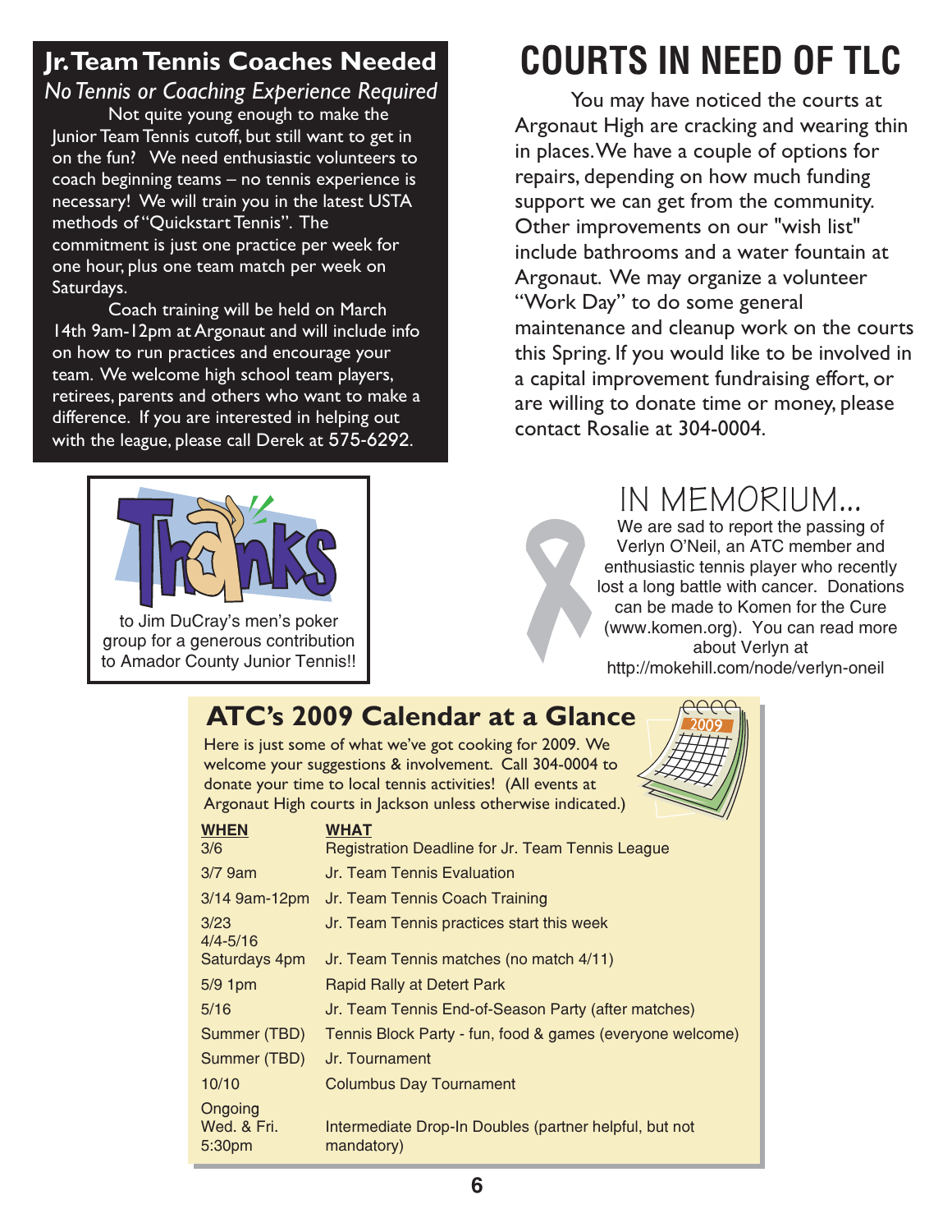## Jr. Team Tennis Coaches Needed

*No Tennis or Coaching Experience Required*

Not quite young enough to make the Junior Team Tennis cutoff, but still want to get in on the fun? We need enthusiastic volunteers to coach beginning teams – no tennis experience is necessary! We will train you in the latest USTA methods of "Quickstart Tennis". The commitment is just one practice per week for one hour, plus one team match per week on Saturdays.

Coach training will be held on March 14th 9am-12pm at Argonaut and will include info on how to run practices and encourage your team. We welcome high school team players, retirees, parents and others who want to make a difference. If you are interested in helping out with the league, please call Derek at 575-6292.

Thanks to Jim DuCray's men's poker group for a generous contribution to Amador County Junior Tennis!!

# COURTS IN NEED OF TLC

You may have noticed the courts at Argonaut High are cracking and wearing thin in places. We have a couple of options for repairs, depending on how much funding support we can get from the community. Other improvements on our "wish list" include bathrooms and a water fountain at Argonaut. We may organize a volunteer "Work Day" to do some general maintenance and cleanup work on the courts this Spring. If you would like to be involved in a capital improvement fundraising effort, or are willing to donate time or money, please contact Rosalie at 304-0004.

## IN MEMORIUM...

We are sad to report the passing of Verlyn O'Neil, an ATC member and enthusiastic tennis player who recently lost a long battle with cancer. Donations can be made to Komen for the Cure (www.komen.org). You can read more about Verlyn at http://mokehill.com/node/verlyn-oneil

## ATC's 2009 Calendar at a Glance

Here is just some of what we've got cooking for 2009. We welcome your suggestions & involvement. Call 304-0004 to donate your time to local tennis activities! (All events at Argonaut High courts in Jackson unless otherwise indicated.)

| WHEN | WHAT |
|---|---|
| 3/6 | Registration Deadline for Jr. Team Tennis League |
| 3/7 9am | Jr. Team Tennis Evaluation |
| 3/14 9am-12pm | Jr. Team Tennis Coach Training |
| 3/23 | Jr. Team Tennis practices start this week |
| 4/4-5/16 Saturdays 4pm | Jr. Team Tennis matches (no match 4/11) |
| 5/9 1pm | Rapid Rally at Detert Park |
| 5/16 | Jr. Team Tennis End-of-Season Party (after matches) |
| Summer (TBD) | Tennis Block Party - fun, food & games (everyone welcome) |
| Summer (TBD) | Jr. Tournament |
| 10/10 | Columbus Day Tournament |
| Ongoing Wed. & Fri. 5:30pm | Intermediate Drop-In Doubles (partner helpful, but not mandatory) |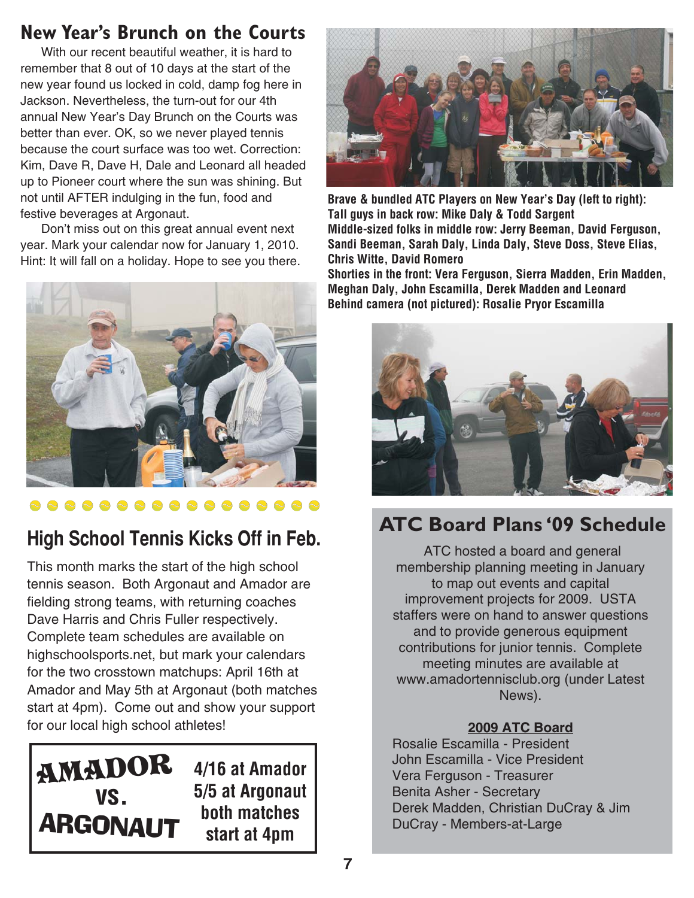## New Year's Brunch on the Courts

With our recent beautiful weather, it is hard to remember that 8 out of 10 days at the start of the new year found us locked in cold, damp fog here in Jackson. Nevertheless, the turn-out for our 4th annual New Year's Day Brunch on the Courts was better than ever. OK, so we never played tennis because the court surface was too wet. Correction: Kim, Dave R, Dave H, Dale and Leonard all headed up to Pioneer court where the sun was shining. But not until AFTER indulging in the fun, food and festive beverages at Argonaut.

Don't miss out on this great annual event next year. Mark your calendar now for January 1, 2010. Hint: It will fall on a holiday. Hope to see you there.

**Brave & bundled ATC Players on New Year's Day (left to right):**
**Tall guys in back row: Mike Daly & Todd Sargent**
**Middle-sized folks in middle row: Jerry Beeman, David Ferguson, Sandi Beeman, Sarah Daly, Linda Daly, Steve Doss, Steve Elias, Chris Witte, David Romero**
**Shorties in the front: Vera Ferguson, Sierra Madden, Erin Madden, Meghan Daly, John Escamilla, Derek Madden and Leonard**
**Behind camera (not pictured): Rosalie Pryor Escamilla**

## High School Tennis Kicks Off in Feb.

This month marks the start of the high school tennis season. Both Argonaut and Amador are fielding strong teams, with returning coaches Dave Harris and Chris Fuller respectively. Complete team schedules are available on highschoolsports.net, but mark your calendars for the two crosstown matchups: April 16th at Amador and May 5th at Argonaut (both matches start at 4pm). Come out and show your support for our local high school athletes!

**AMADOR VS. ARGONAUT**

**4/16 at Amador**
**5/5 at Argonaut**
**both matches start at 4pm**

## ATC Board Plans '09 Schedule

ATC hosted a board and general membership planning meeting in January to map out events and capital improvement projects for 2009. USTA staffers were on hand to answer questions and to provide generous equipment contributions for junior tennis. Complete meeting minutes are available at www.amadortennisclub.org (under Latest News).

**2009 ATC Board**

Rosalie Escamilla - President
John Escamilla - Vice President
Vera Ferguson - Treasurer
Benita Asher - Secretary
Derek Madden, Christian DuCray & Jim DuCray - Members-at-Large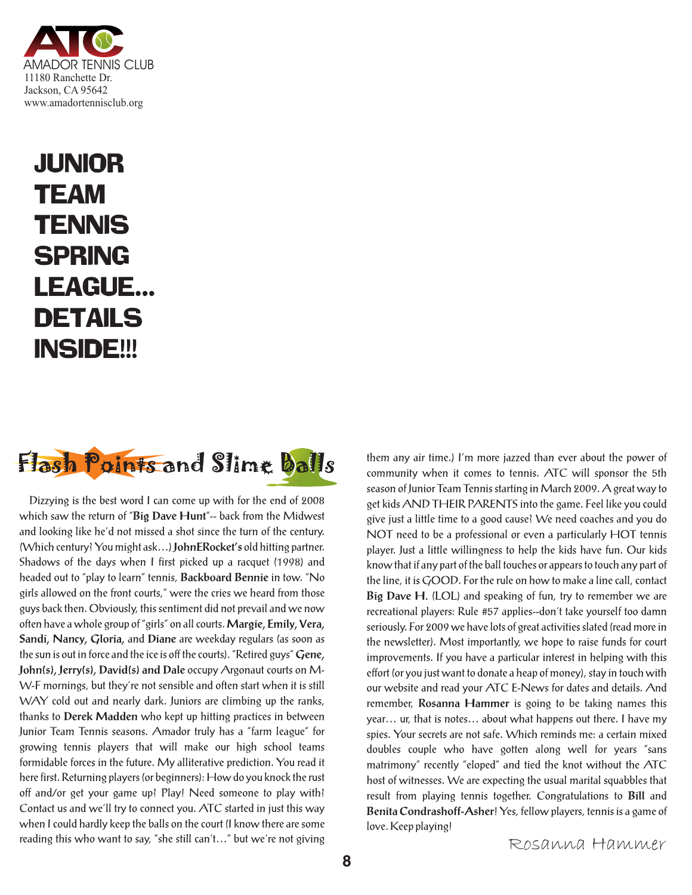AMADOR TENNIS CLUB
11180 Ranchette Dr.
Jackson, CA 95642
www.amadortennisclub.org

# JUNIOR TEAM TENNIS SPRING LEAGUE... DETAILS INSIDE!!!

## Flash Points and Slime Balls

Dizzying is the best word I can come up with for the end of 2008 which saw the return of "**Big Dave Hunt**"-- back from the Midwest and looking like he'd not missed a shot since the turn of the century. (Which century? You might ask…) **JohnERocket's** old hitting partner. Shadows of the days when I first picked up a racquet (1998) and headed out to "play to learn" tennis, **Backboard Bennie** in tow. "No girls allowed on the front courts," were the cries we heard from those guys back then. Obviously, this sentiment did not prevail and we now often have a whole group of "girls" on all courts. **Margie, Emily, Vera, Sandi, Nancy, Gloria,** and **Diane** are weekday regulars (as soon as the sun is out in force and the ice is off the courts). "Retired guys" **Gene, John(s), Jerry(s), David(s) and Dale** occupy Argonaut courts on M-W-F mornings, but they're not sensible and often start when it is still WAY cold out and nearly dark. Juniors are climbing up the ranks, thanks to **Derek Madden** who kept up hitting practices in between Junior Team Tennis seasons. Amador truly has a "farm league" for growing tennis players that will make our high school teams formidable forces in the future. My alliterative prediction. You read it here first. Returning players (or beginners): How do you knock the rust off and/or get your game up? Play! Need someone to play with? Contact us and we'll try to connect you. ATC started in just this way when I could hardly keep the balls on the court (I know there are some reading this who want to say, "she still can't…" but we're not giving them any air time.) I'm more jazzed than ever about the power of community when it comes to tennis. ATC will sponsor the 5th season of Junior Team Tennis starting in March 2009. A great way to get kids AND THEIR PARENTS into the game. Feel like you could give just a little time to a good cause? We need coaches and you do NOT need to be a professional or even a particularly HOT tennis player. Just a little willingness to help the kids have fun. Our kids know that if any part of the ball touches or appears to touch any part of the line, it is GOOD. For the rule on how to make a line call, contact **Big Dave H.** (LOL) and speaking of fun, try to remember we are recreational players: Rule #57 applies--don't take yourself too damn seriously. For 2009 we have lots of great activities slated (read more in the newsletter). Most importantly, we hope to raise funds for court improvements. If you have a particular interest in helping with this effort (or you just want to donate a heap of money), stay in touch with our website and read your ATC E-News for dates and details. And remember, **Rosanna Hammer** is going to be taking names this year… ur, that is notes… about what happens out there. I have my spies. Your secrets are not safe. Which reminds me: a certain mixed doubles couple who have gotten along well for years "sans matrimony" recently "eloped" and tied the knot without the ATC host of witnesses. We are expecting the usual marital squabbles that result from playing tennis together. Congratulations to **Bill** and **Benita Condrashoff-Asher**! Yes, fellow players, tennis is a game of love. Keep playing!

*Rosanna Hammer*